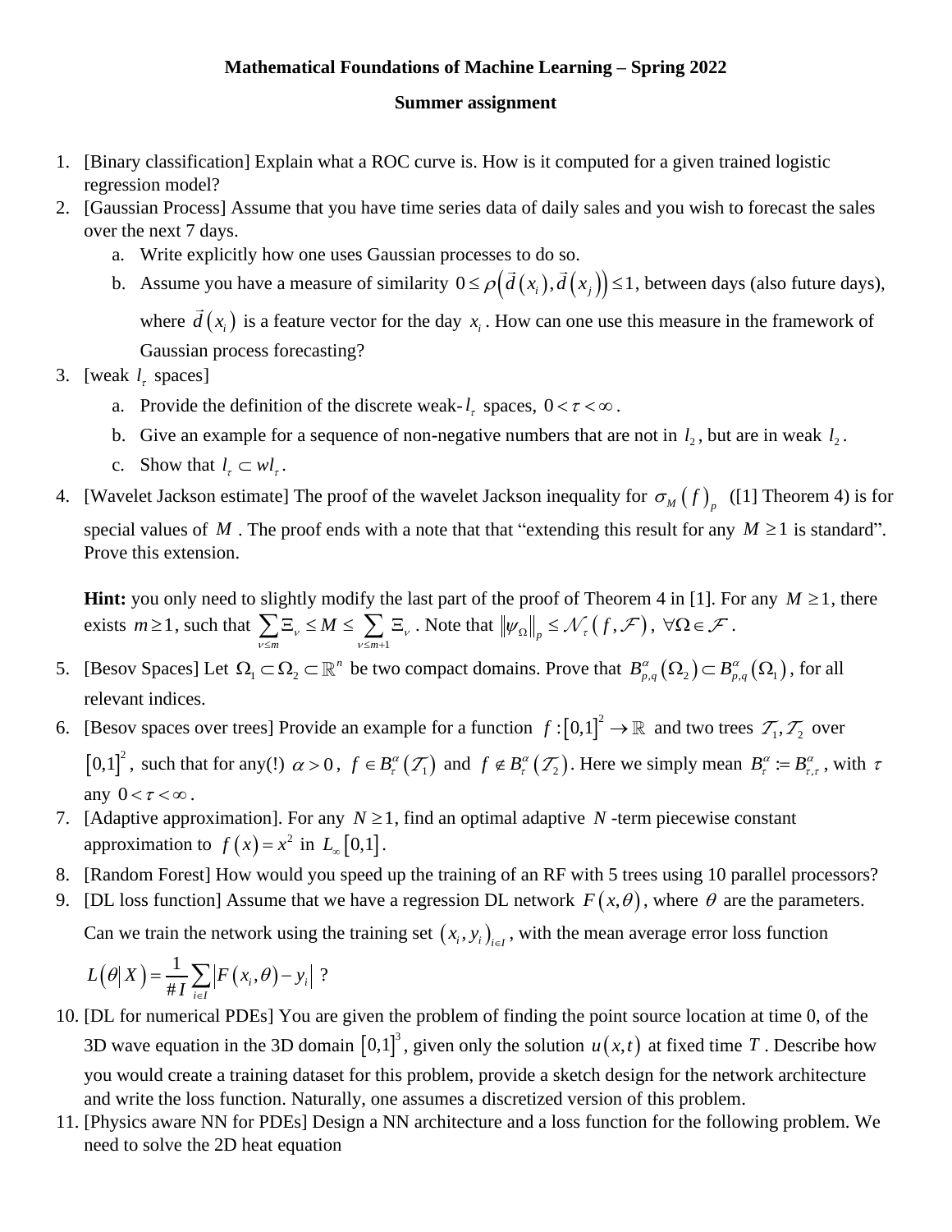**Mathematical Foundations of Machine Learning – Spring 2022**

**Summer assignment**

1. [Binary classification] Explain what a ROC curve is. How is it computed for a given trained logistic regression model?
2. [Gaussian Process] Assume that you have time series data of daily sales and you wish to forecast the sales over the next 7 days.
   a. Write explicitly how one uses Gaussian processes to do so.
   b. Assume you have a measure of similarity $0 \le \rho\left(\vec{d}\left(x_i\right), \vec{d}\left(x_j\right)\right) \le 1$, between days (also future days), where $\vec{d}\left(x_i\right)$ is a feature vector for the day $x_i$. How can one use this measure in the framework of Gaussian process forecasting?
3. [weak $l_\tau$ spaces]
   a. Provide the definition of the discrete weak-$l_\tau$ spaces, $0 < \tau < \infty$.
   b. Give an example for a sequence of non-negative numbers that are not in $l_2$, but are in weak $l_2$.
   c. Show that $l_\tau \subset wl_\tau$.
4. [Wavelet Jackson estimate] The proof of the wavelet Jackson inequality for $\sigma_M\left(f\right)_p$ ([1] Theorem 4) is for special values of $M$. The proof ends with a note that that "extending this result for any $M \ge 1$ is standard". Prove this extension.

   **Hint:** you only need to slightly modify the last part of the proof of Theorem 4 in [1]. For any $M \ge 1$, there exists $m \ge 1$, such that $\sum_{\nu \le m} \Xi_\nu \le M \le \sum_{\nu \le m+1} \Xi_\nu$. Note that $\left\|\psi_\Omega\right\|_p \le \mathcal{N}_\tau\left(f, \mathcal{F}\right)$, $\forall \Omega \in \mathcal{F}$.
5. [Besov Spaces] Let $\Omega_1 \subset \Omega_2 \subset \mathbb{R}^n$ be two compact domains. Prove that $B_{p,q}^\alpha\left(\Omega_2\right) \subset B_{p,q}^\alpha\left(\Omega_1\right)$, for all relevant indices.
6. [Besov spaces over trees] Provide an example for a function $f : \left[0,1\right]^2 \to \mathbb{R}$ and two trees $\mathcal{T}_1, \mathcal{T}_2$ over $\left[0,1\right]^2$, such that for any(!) $\alpha > 0$, $f \in B_\tau^\alpha\left(\mathcal{T}_1\right)$ and $f \notin B_\tau^\alpha\left(\mathcal{T}_2\right)$. Here we simply mean $B_\tau^\alpha := B_{\tau,\tau}^\alpha$, with $\tau$ any $0 < \tau < \infty$.
7. [Adaptive approximation]. For any $N \ge 1$, find an optimal adaptive $N$-term piecewise constant approximation to $f\left(x\right) = x^2$ in $L_\infty\left[0,1\right]$.
8. [Random Forest] How would you speed up the training of an RF with 5 trees using 10 parallel processors?
9. [DL loss function] Assume that we have a regression DL network $F\left(x,\theta\right)$, where $\theta$ are the parameters. Can we train the network using the training set $\left(x_i, y_i\right)_{i \in I}$, with the mean average error loss function

   $$L\left(\theta \middle| X\right) = \frac{1}{\#I} \sum_{i \in I} \left|F\left(x_i, \theta\right) - y_i\right| \text{ ?}$$
10. [DL for numerical PDEs] You are given the problem of finding the point source location at time 0, of the 3D wave equation in the 3D domain $\left[0,1\right]^3$, given only the solution $u\left(x,t\right)$ at fixed time $T$. Describe how you would create a training dataset for this problem, provide a sketch design for the network architecture and write the loss function. Naturally, one assumes a discretized version of this problem.
11. [Physics aware NN for PDEs] Design a NN architecture and a loss function for the following problem. We need to solve the 2D heat equation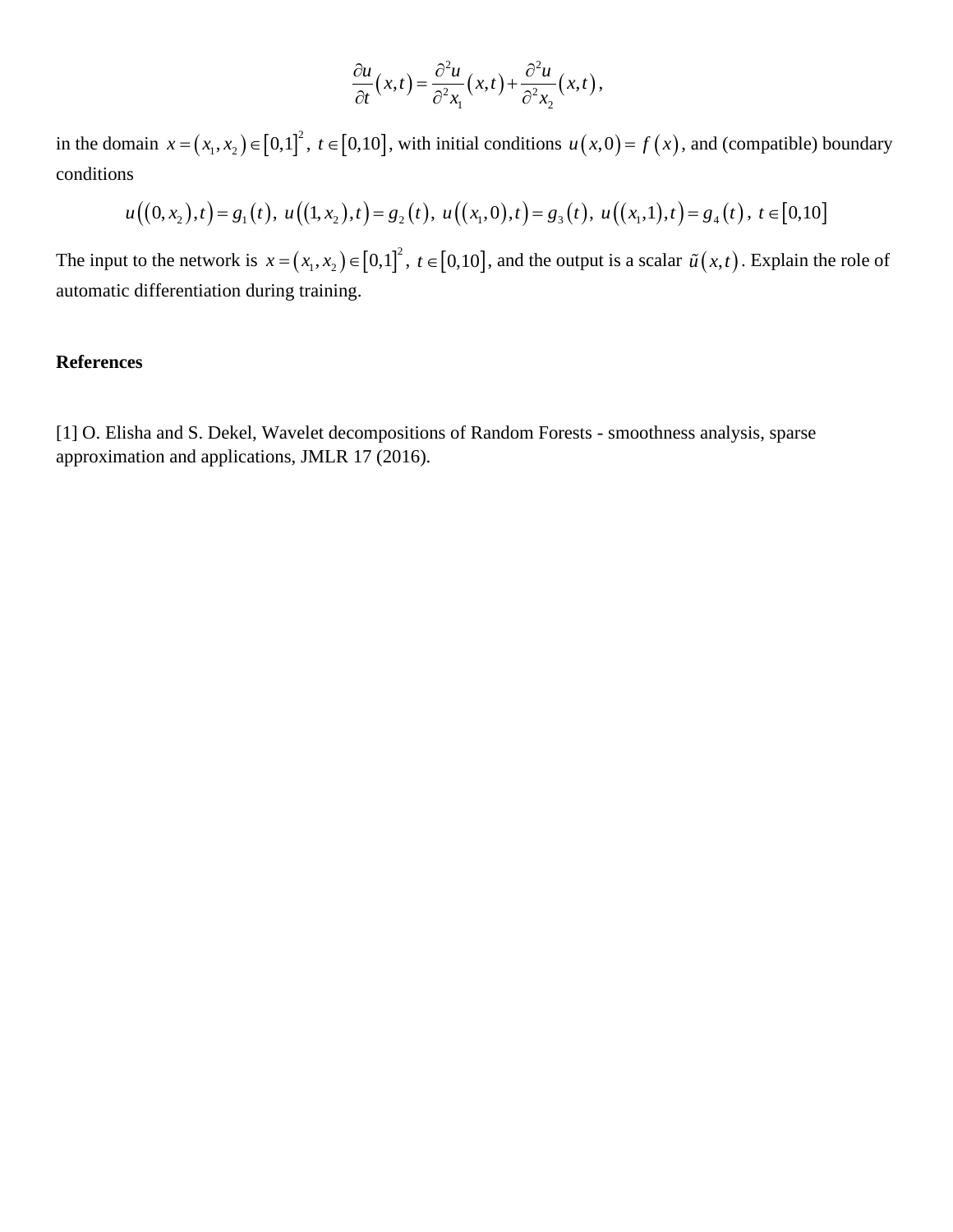$$\frac{\partial u}{\partial t}(x,t) = \frac{\partial^2 u}{\partial^2 x_1}(x,t) + \frac{\partial^2 u}{\partial^2 x_2}(x,t),$$

in the domain $x = (x_1, x_2) \in [0,1]^2$, $t \in [0,10]$, with initial conditions $u(x,0) = f(x)$, and (compatible) boundary conditions

$$u((0,x_2),t) = g_1(t),\ u((1,x_2),t) = g_2(t),\ u((x_1,0),t) = g_3(t),\ u((x_1,1),t) = g_4(t),\ t \in [0,10]$$

The input to the network is $x = (x_1, x_2) \in [0,1]^2$, $t \in [0,10]$, and the output is a scalar $\tilde{u}(x,t)$. Explain the role of automatic differentiation during training.

**References**

[1] O. Elisha and S. Dekel, Wavelet decompositions of Random Forests - smoothness analysis, sparse approximation and applications, JMLR 17 (2016).